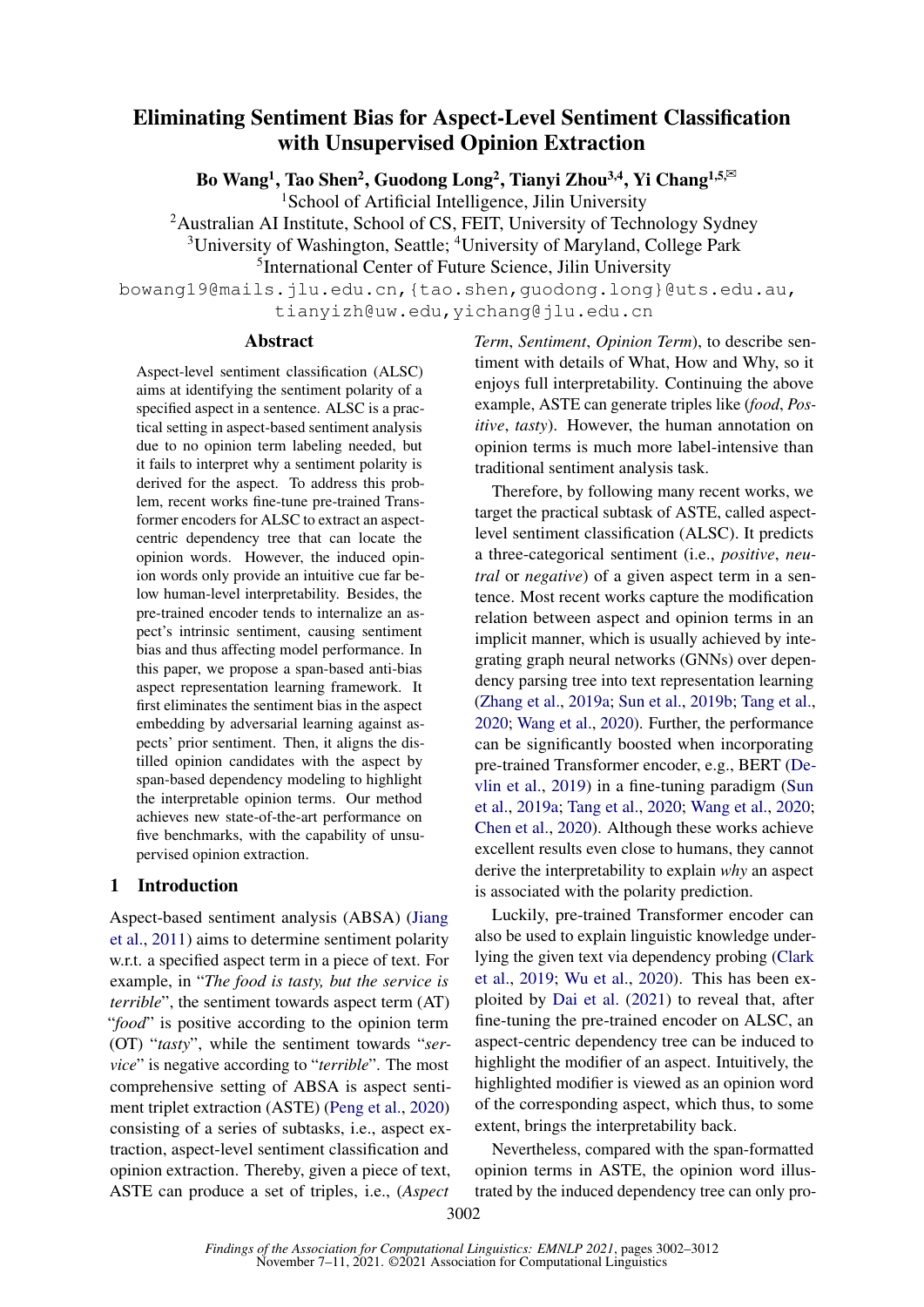# Eliminating Sentiment Bias for Aspect-Level Sentiment Classification with Unsupervised Opinion Extraction

**Bo Wang**[1], **Tao Shen**[2], **Guodong Long**[2], **Tianyi Zhou**[3,4], **Yi Chang**[1,5,✉]

[1]School of Artificial Intelligence, Jilin University
[2]Australian AI Institute, School of CS, FEIT, University of Technology Sydney
[3]University of Washington, Seattle; [4]University of Maryland, College Park
[5]International Center of Future Science, Jilin University

bowang19@mails.jlu.edu.cn, {tao.shen,guodong.long}@uts.edu.au, tianyizh@uw.edu, yichang@jlu.edu.cn

## Abstract

Aspect-level sentiment classification (ALSC) aims at identifying the sentiment polarity of a specified aspect in a sentence. ALSC is a practical setting in aspect-based sentiment analysis due to no opinion term labeling needed, but it fails to interpret why a sentiment polarity is derived for the aspect. To address this problem, recent works fine-tune pre-trained Transformer encoders for ALSC to extract an aspect-centric dependency tree that can locate the opinion words. However, the induced opinion words only provide an intuitive cue far below human-level interpretability. Besides, the pre-trained encoder tends to internalize an aspect's intrinsic sentiment, causing sentiment bias and thus affecting model performance. In this paper, we propose a span-based anti-bias aspect representation learning framework. It first eliminates the sentiment bias in the aspect embedding by adversarial learning against aspects' prior sentiment. Then, it aligns the distilled opinion candidates with the aspect by span-based dependency modeling to highlight the interpretable opinion terms. Our method achieves new state-of-the-art performance on five benchmarks, with the capability of unsupervised opinion extraction.

## 1 Introduction

Aspect-based sentiment analysis (ABSA) (Jiang et al., 2011) aims to determine sentiment polarity w.r.t. a specified aspect term in a piece of text. For example, in "*The food is tasty, but the service is terrible*", the sentiment towards aspect term (AT) "*food*" is positive according to the opinion term (OT) "*tasty*", while the sentiment towards "*service*" is negative according to "*terrible*". The most comprehensive setting of ABSA is aspect sentiment triplet extraction (ASTE) (Peng et al., 2020) consisting of a series of subtasks, i.e., aspect extraction, aspect-level sentiment classification and opinion extraction. Thereby, given a piece of text, ASTE can produce a set of triples, i.e., (*Aspect Term*, *Sentiment*, *Opinion Term*), to describe sentiment with details of What, How and Why, so it enjoys full interpretability. Continuing the above example, ASTE can generate triples like (*food*, *Positive*, *tasty*). However, the human annotation on opinion terms is much more label-intensive than traditional sentiment analysis task.

Therefore, by following many recent works, we target the practical subtask of ASTE, called aspect-level sentiment classification (ALSC). It predicts a three-categorical sentiment (i.e., *positive*, *neutral* or *negative*) of a given aspect term in a sentence. Most recent works capture the modification relation between aspect and opinion terms in an implicit manner, which is usually achieved by integrating graph neural networks (GNNs) over dependency parsing tree into text representation learning (Zhang et al., 2019a; Sun et al., 2019b; Tang et al., 2020; Wang et al., 2020). Further, the performance can be significantly boosted when incorporating pre-trained Transformer encoder, e.g., BERT (Devlin et al., 2019) in a fine-tuning paradigm (Sun et al., 2019a; Tang et al., 2020; Wang et al., 2020; Chen et al., 2020). Although these works achieve excellent results even close to humans, they cannot derive the interpretability to explain *why* an aspect is associated with the polarity prediction.

Luckily, pre-trained Transformer encoder can also be used to explain linguistic knowledge underlying the given text via dependency probing (Clark et al., 2019; Wu et al., 2020). This has been exploited by Dai et al. (2021) to reveal that, after fine-tuning the pre-trained encoder on ALSC, an aspect-centric dependency tree can be induced to highlight the modifier of an aspect. Intuitively, the highlighted modifier is viewed as an opinion word of the corresponding aspect, which thus, to some extent, brings the interpretability back.

Nevertheless, compared with the span-formatted opinion terms in ASTE, the opinion word illustrated by the induced dependency tree can only pro-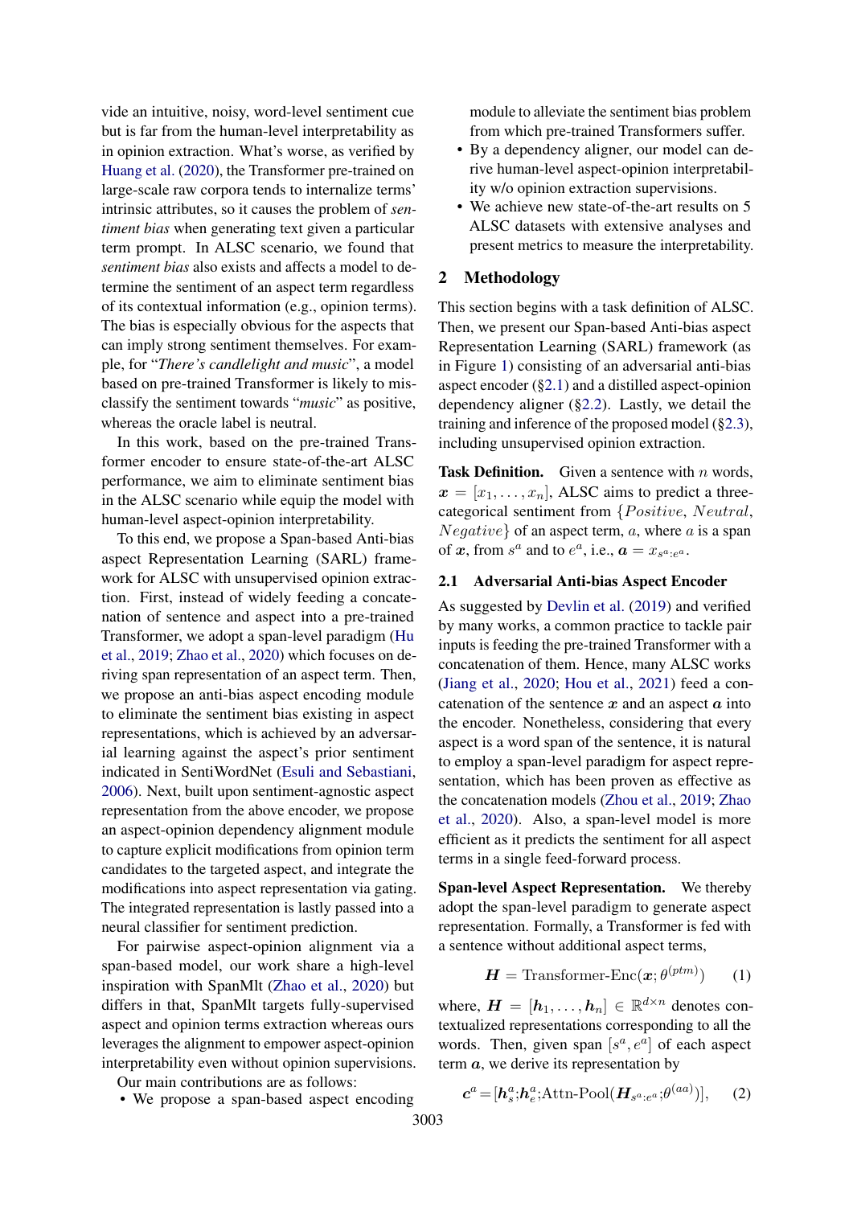vide an intuitive, noisy, word-level sentiment cue but is far from the human-level interpretability as in opinion extraction. What's worse, as verified by Huang et al. (2020), the Transformer pre-trained on large-scale raw corpora tends to internalize terms' intrinsic attributes, so it causes the problem of *sentiment bias* when generating text given a particular term prompt. In ALSC scenario, we found that *sentiment bias* also exists and affects a model to determine the sentiment of an aspect term regardless of its contextual information (e.g., opinion terms). The bias is especially obvious for the aspects that can imply strong sentiment themselves. For example, for "*There's candlelight and music*", a model based on pre-trained Transformer is likely to misclassify the sentiment towards "*music*" as positive, whereas the oracle label is neutral.

In this work, based on the pre-trained Transformer encoder to ensure state-of-the-art ALSC performance, we aim to eliminate sentiment bias in the ALSC scenario while equip the model with human-level aspect-opinion interpretability.

To this end, we propose a Span-based Anti-bias aspect Representation Learning (SARL) framework for ALSC with unsupervised opinion extraction. First, instead of widely feeding a concatenation of sentence and aspect into a pre-trained Transformer, we adopt a span-level paradigm (Hu et al., 2019; Zhao et al., 2020) which focuses on deriving span representation of an aspect term. Then, we propose an anti-bias aspect encoding module to eliminate the sentiment bias existing in aspect representations, which is achieved by an adversarial learning against the aspect's prior sentiment indicated in SentiWordNet (Esuli and Sebastiani, 2006). Next, built upon sentiment-agnostic aspect representation from the above encoder, we propose an aspect-opinion dependency alignment module to capture explicit modifications from opinion term candidates to the targeted aspect, and integrate the modifications into aspect representation via gating. The integrated representation is lastly passed into a neural classifier for sentiment prediction.

For pairwise aspect-opinion alignment via a span-based model, our work share a high-level inspiration with SpanMlt (Zhao et al., 2020) but differs in that, SpanMlt targets fully-supervised aspect and opinion terms extraction whereas ours leverages the alignment to empower aspect-opinion interpretability even without opinion supervisions.

Our main contributions are as follows:

- We propose a span-based aspect encoding module to alleviate the sentiment bias problem from which pre-trained Transformers suffer.
- By a dependency aligner, our model can derive human-level aspect-opinion interpretability w/o opinion extraction supervisions.
- We achieve new state-of-the-art results on 5 ALSC datasets with extensive analyses and present metrics to measure the interpretability.

## 2 Methodology

This section begins with a task definition of ALSC. Then, we present our Span-based Anti-bias aspect Representation Learning (SARL) framework (as in Figure 1) consisting of an adversarial anti-bias aspect encoder (§2.1) and a distilled aspect-opinion dependency aligner (§2.2). Lastly, we detail the training and inference of the proposed model (§2.3), including unsupervised opinion extraction.

**Task Definition.** Given a sentence with $n$ words, $\boldsymbol{x} = [x_1, \dots, x_n]$, ALSC aims to predict a three-categorical sentiment from $\{Positive, Neutral, Negative\}$ of an aspect term, $a$, where $a$ is a span of $\boldsymbol{x}$, from $s^a$ and to $e^a$, i.e., $\boldsymbol{a} = x_{s^a:e^a}$.

### 2.1 Adversarial Anti-bias Aspect Encoder

As suggested by Devlin et al. (2019) and verified by many works, a common practice to tackle pair inputs is feeding the pre-trained Transformer with a concatenation of them. Hence, many ALSC works (Jiang et al., 2020; Hou et al., 2021) feed a concatenation of the sentence $\boldsymbol{x}$ and an aspect $\boldsymbol{a}$ into the encoder. Nonetheless, considering that every aspect is a word span of the sentence, it is natural to employ a span-level paradigm for aspect representation, which has been proven as effective as the concatenation models (Zhou et al., 2019; Zhao et al., 2020). Also, a span-level model is more efficient as it predicts the sentiment for all aspect terms in a single feed-forward process.

**Span-level Aspect Representation.** We thereby adopt the span-level paradigm to generate aspect representation. Formally, a Transformer is fed with a sentence without additional aspect terms,

$$\boldsymbol{H} = \text{Transformer-Enc}(\boldsymbol{x}; \theta^{(ptm)}) \tag{1}$$

where, $\boldsymbol{H} = [\boldsymbol{h}_1, \dots, \boldsymbol{h}_n] \in \mathbb{R}^{d \times n}$ denotes contextualized representations corresponding to all the words. Then, given span $[s^a, e^a]$ of each aspect term $\boldsymbol{a}$, we derive its representation by

$$\boldsymbol{c}^a = [\boldsymbol{h}^a_s; \boldsymbol{h}^a_e; \text{Attn-Pool}(\boldsymbol{H}_{s^a:e^a}; \theta^{(aa)})], \tag{2}$$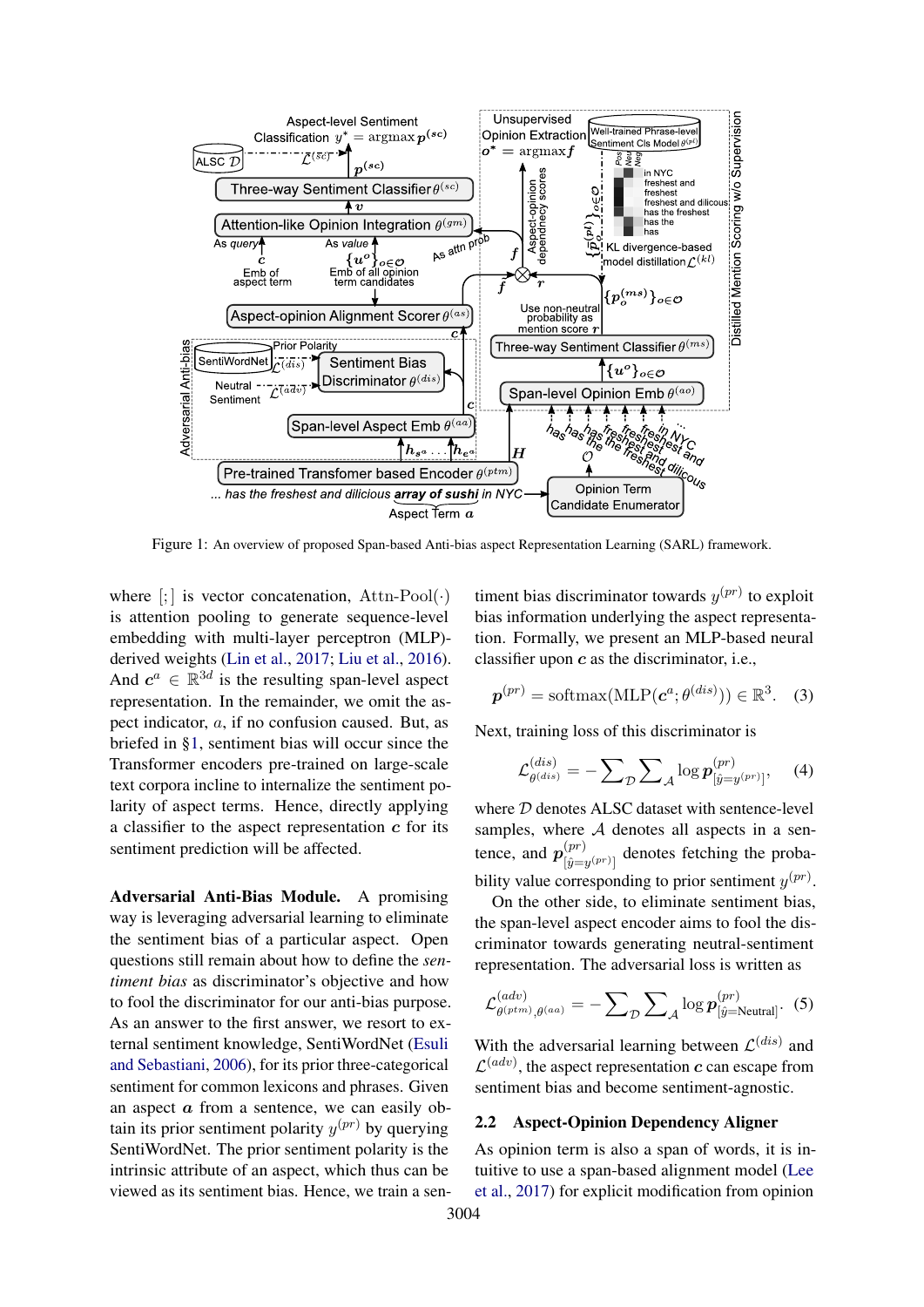Figure 1: An overview of proposed Span-based Anti-bias aspect Representation Learning (SARL) framework.

where $[;]$ is vector concatenation, $\text{Attn-Pool}(\cdot)$ is attention pooling to generate sequence-level embedding with multi-layer perceptron (MLP)-derived weights (Lin et al., 2017; Liu et al., 2016). And $\boldsymbol{c}^a \in \mathbb{R}^{3d}$ is the resulting span-level aspect representation. In the remainder, we omit the aspect indicator, $a$, if no confusion caused. But, as briefed in §1, sentiment bias will occur since the Transformer encoders pre-trained on large-scale text corpora incline to internalize the sentiment polarity of aspect terms. Hence, directly applying a classifier to the aspect representation $\boldsymbol{c}$ for its sentiment prediction will be affected.

**Adversarial Anti-Bias Module.** A promising way is leveraging adversarial learning to eliminate the sentiment bias of a particular aspect. Open questions still remain about how to define the *sentiment bias* as discriminator's objective and how to fool the discriminator for our anti-bias purpose. As an answer to the first answer, we resort to external sentiment knowledge, SentiWordNet (Esuli and Sebastiani, 2006), for its prior three-categorical sentiment for common lexicons and phrases. Given an aspect $\boldsymbol{a}$ from a sentence, we can easily obtain its prior sentiment polarity $y^{(pr)}$ by querying SentiWordNet. The prior sentiment polarity is the intrinsic attribute of an aspect, which thus can be viewed as its sentiment bias. Hence, we train a sentiment bias discriminator towards $y^{(pr)}$ to exploit bias information underlying the aspect representation. Formally, we present an MLP-based neural classifier upon $\boldsymbol{c}$ as the discriminator, i.e.,

$$\boldsymbol{p}^{(pr)} = \text{softmax}(\text{MLP}(\boldsymbol{c}^a; \theta^{(dis)})) \in \mathbb{R}^3. \quad (3)$$

Next, training loss of this discriminator is

$$\mathcal{L}^{(dis)}_{\theta^{(dis)}} = -\sum\nolimits_{\mathcal{D}} \sum\nolimits_{\mathcal{A}} \log \boldsymbol{p}^{(pr)}_{[\hat{y}=y^{(pr)}]}, \quad (4)$$

where $\mathcal{D}$ denotes ALSC dataset with sentence-level samples, where $\mathcal{A}$ denotes all aspects in a sentence, and $\boldsymbol{p}^{(pr)}_{[\hat{y}=y^{(pr)}]}$ denotes fetching the probability value corresponding to prior sentiment $y^{(pr)}$.

On the other side, to eliminate sentiment bias, the span-level aspect encoder aims to fool the discriminator towards generating neutral-sentiment representation. The adversarial loss is written as

$$\mathcal{L}^{(adv)}_{\theta^{(ptm)},\theta^{(aa)}} = -\sum\nolimits_{\mathcal{D}} \sum\nolimits_{\mathcal{A}} \log \boldsymbol{p}^{(pr)}_{[\hat{y}=\text{Neutral}]}. \quad (5)$$

With the adversarial learning between $\mathcal{L}^{(dis)}$ and $\mathcal{L}^{(adv)}$, the aspect representation $\boldsymbol{c}$ can escape from sentiment bias and become sentiment-agnostic.

## 2.2 Aspect-Opinion Dependency Aligner

As opinion term is also a span of words, it is intuitive to use a span-based alignment model (Lee et al., 2017) for explicit modification from opinion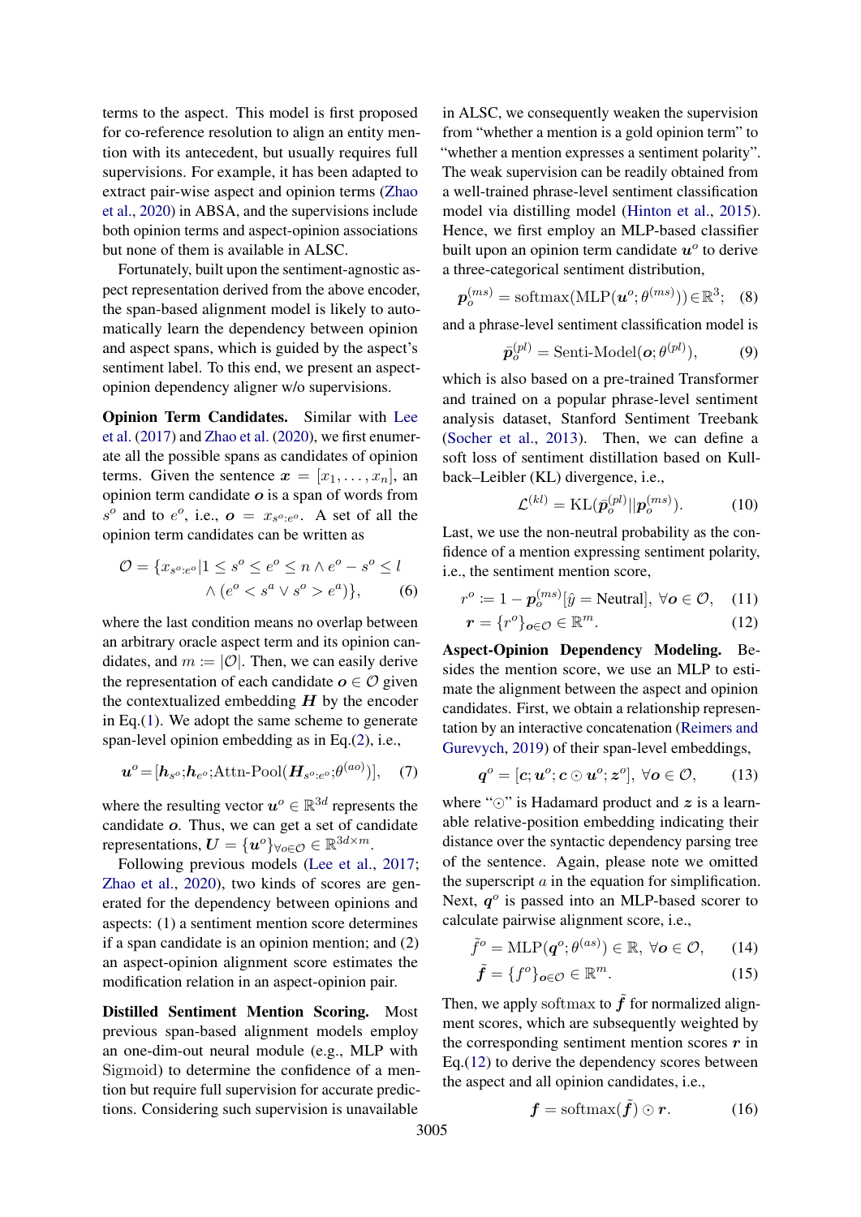terms to the aspect. This model is first proposed for co-reference resolution to align an entity mention with its antecedent, but usually requires full supervisions. For example, it has been adapted to extract pair-wise aspect and opinion terms (Zhao et al., 2020) in ABSA, and the supervisions include both opinion terms and aspect-opinion associations but none of them is available in ALSC.

Fortunately, built upon the sentiment-agnostic aspect representation derived from the above encoder, the span-based alignment model is likely to automatically learn the dependency between opinion and aspect spans, which is guided by the aspect's sentiment label. To this end, we present an aspect-opinion dependency aligner w/o supervisions.

**Opinion Term Candidates.** Similar with Lee et al. (2017) and Zhao et al. (2020), we first enumerate all the possible spans as candidates of opinion terms. Given the sentence $\boldsymbol{x} = [x_1, \ldots, x_n]$, an opinion term candidate $\boldsymbol{o}$ is a span of words from $s^o$ and to $e^o$, i.e., $\boldsymbol{o} = x_{s^o:e^o}$. A set of all the opinion term candidates can be written as

$$\mathcal{O} = \{x_{s^o:e^o} | 1 \le s^o \le e^o \le n \wedge e^o - s^o \le l \wedge (e^o < s^a \vee s^o > e^a)\}, \quad (6)$$

where the last condition means no overlap between an arbitrary oracle aspect term and its opinion candidates, and $m := |\mathcal{O}|$. Then, we can easily derive the representation of each candidate $\boldsymbol{o} \in \mathcal{O}$ given the contextualized embedding $\boldsymbol{H}$ by the encoder in Eq.(1). We adopt the same scheme to generate span-level opinion embedding as in Eq.(2), i.e.,

$$\boldsymbol{u}^o = [\boldsymbol{h}_{s^o}; \boldsymbol{h}_{e^o}; \text{Attn-Pool}(\boldsymbol{H}_{s^o:e^o}; \theta^{(ao)})], \quad (7)$$

where the resulting vector $\boldsymbol{u}^o \in \mathbb{R}^{3d}$ represents the candidate $\boldsymbol{o}$. Thus, we can get a set of candidate representations, $\boldsymbol{U} = \{\boldsymbol{u}^o\}_{\forall \boldsymbol{o} \in \mathcal{O}} \in \mathbb{R}^{3d \times m}$.

Following previous models (Lee et al., 2017; Zhao et al., 2020), two kinds of scores are generated for the dependency between opinions and aspects: (1) a sentiment mention score determines if a span candidate is an opinion mention; and (2) an aspect-opinion alignment score estimates the modification relation in an aspect-opinion pair.

**Distilled Sentiment Mention Scoring.** Most previous span-based alignment models employ an one-dim-out neural module (e.g., MLP with Sigmoid) to determine the confidence of a mention but require full supervision for accurate predictions. Considering such supervision is unavailable in ALSC, we consequently weaken the supervision from "whether a mention is a gold opinion term" to "whether a mention expresses a sentiment polarity". The weak supervision can be readily obtained from a well-trained phrase-level sentiment classification model via distilling model (Hinton et al., 2015). Hence, we first employ an MLP-based classifier built upon an opinion term candidate $\boldsymbol{u}^o$ to derive a three-categorical sentiment distribution,

$$\boldsymbol{p}_o^{(ms)} = \text{softmax}(\text{MLP}(\boldsymbol{u}^o; \theta^{(ms)})) \in \mathbb{R}^3; \quad (8)$$

and a phrase-level sentiment classification model is

$$\bar{\boldsymbol{p}}_o^{(pl)} = \text{Senti-Model}(\boldsymbol{o}; \theta^{(pl)}), \quad (9)$$

which is also based on a pre-trained Transformer and trained on a popular phrase-level sentiment analysis dataset, Stanford Sentiment Treebank (Socher et al., 2013). Then, we can define a soft loss of sentiment distillation based on Kullback–Leibler (KL) divergence, i.e.,

$$\mathcal{L}^{(kl)} = \text{KL}(\bar{\boldsymbol{p}}_o^{(pl)} || \boldsymbol{p}_o^{(ms)}). \quad (10)$$

Last, we use the non-neutral probability as the confidence of a mention expressing sentiment polarity, i.e., the sentiment mention score,

$$r^o := 1 - \boldsymbol{p}_o^{(ms)}[\hat{y} = \text{Neutral}], \ \forall \boldsymbol{o} \in \mathcal{O}, \quad (11)$$

$$\boldsymbol{r} = \{r^o\}_{\boldsymbol{o} \in \mathcal{O}} \in \mathbb{R}^m. \quad (12)$$

**Aspect-Opinion Dependency Modeling.** Besides the mention score, we use an MLP to estimate the alignment between the aspect and opinion candidates. First, we obtain a relationship representation by an interactive concatenation (Reimers and Gurevych, 2019) of their span-level embeddings,

$$\boldsymbol{q}^o = [\boldsymbol{c}; \boldsymbol{u}^o; \boldsymbol{c} \odot \boldsymbol{u}^o; \boldsymbol{z}^o], \ \forall \boldsymbol{o} \in \mathcal{O}, \quad (13)$$

where "$\odot$" is Hadamard product and $\boldsymbol{z}$ is a learnable relative-position embedding indicating their distance over the syntactic dependency parsing tree of the sentence. Again, please note we omitted the superscript $a$ in the equation for simplification. Next, $\boldsymbol{q}^o$ is passed into an MLP-based scorer to calculate pairwise alignment score, i.e.,

$$\tilde{f}^o = \text{MLP}(\boldsymbol{q}^o; \theta^{(as)}) \in \mathbb{R}, \ \forall \boldsymbol{o} \in \mathcal{O}, \quad (14)$$

$$\tilde{\boldsymbol{f}} = \{f^o\}_{\boldsymbol{o} \in \mathcal{O}} \in \mathbb{R}^m. \quad (15)$$

Then, we apply softmax to $\tilde{\boldsymbol{f}}$ for normalized alignment scores, which are subsequently weighted by the corresponding sentiment mention scores $\boldsymbol{r}$ in Eq.(12) to derive the dependency scores between the aspect and all opinion candidates, i.e.,

$$\boldsymbol{f} = \text{softmax}(\tilde{\boldsymbol{f}}) \odot \boldsymbol{r}. \quad (16)$$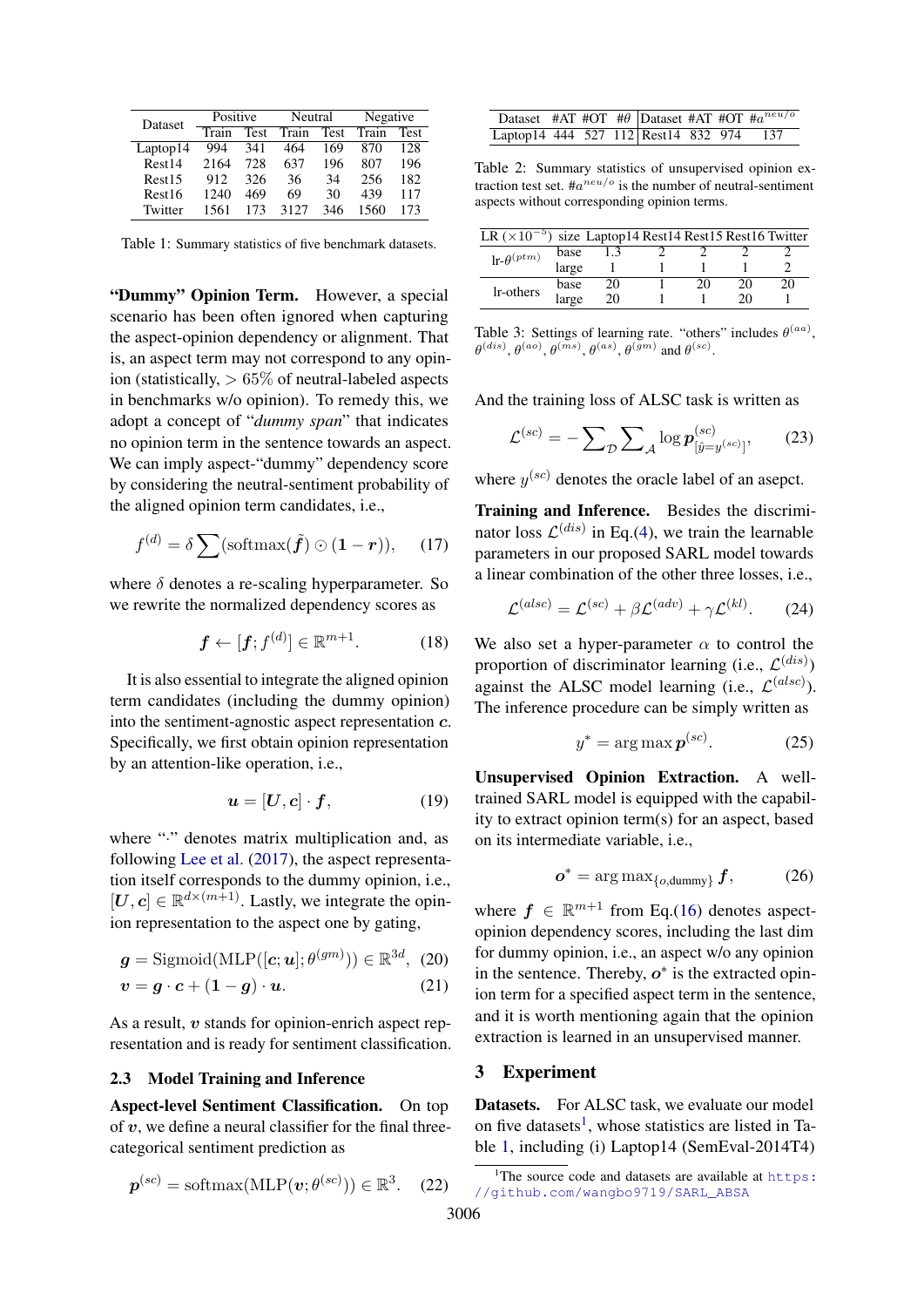| Dataset | Positive | | Neutral | | Negative | |
|---|---|---|---|---|---|---|
| | Train | Test | Train | Test | Train | Test |
| Laptop14 | 994 | 341 | 464 | 169 | 870 | 128 |
| Rest14 | 2164 | 728 | 637 | 196 | 807 | 196 |
| Rest15 | 912 | 326 | 36 | 34 | 256 | 182 |
| Rest16 | 1240 | 469 | 69 | 30 | 439 | 117 |
| Twitter | 1561 | 173 | 3127 | 346 | 1560 | 173 |

Table 1: Summary statistics of five benchmark datasets.

**"Dummy" Opinion Term.** However, a special scenario has been often ignored when capturing the aspect-opinion dependency or alignment. That is, an aspect term may not correspond to any opinion (statistically, $> 65\%$ of neutral-labeled aspects in benchmarks w/o opinion). To remedy this, we adopt a concept of "*dummy span*" that indicates no opinion term in the sentence towards an aspect. We can imply aspect-"dummy" dependency score by considering the neutral-sentiment probability of the aligned opinion term candidates, i.e.,

$$f^{(d)} = \delta \sum (\text{softmax}(\tilde{\boldsymbol{f}}) \odot (\boldsymbol{1} - \boldsymbol{r})), \quad (17)$$

where $\delta$ denotes a re-scaling hyperparameter. So we rewrite the normalized dependency scores as

$$\boldsymbol{f} \leftarrow [\boldsymbol{f}; f^{(d)}] \in \mathbb{R}^{m+1}. \quad (18)$$

It is also essential to integrate the aligned opinion term candidates (including the dummy opinion) into the sentiment-agnostic aspect representation $\boldsymbol{c}$. Specifically, we first obtain opinion representation by an attention-like operation, i.e.,

$$\boldsymbol{u} = [\boldsymbol{U}, \boldsymbol{c}] \cdot \boldsymbol{f}, \quad (19)$$

where "$\cdot$" denotes matrix multiplication and, as following Lee et al. (2017), the aspect representation itself corresponds to the dummy opinion, i.e., $[\boldsymbol{U}, \boldsymbol{c}] \in \mathbb{R}^{d \times (m+1)}$. Lastly, we integrate the opinion representation to the aspect one by gating,

$$\boldsymbol{g} = \text{Sigmoid}(\text{MLP}([\boldsymbol{c}; \boldsymbol{u}]; \theta^{(gm)})) \in \mathbb{R}^{3d}, \quad (20)$$

$$\boldsymbol{v} = \boldsymbol{g} \cdot \boldsymbol{c} + (\boldsymbol{1} - \boldsymbol{g}) \cdot \boldsymbol{u}. \quad (21)$$

As a result, $\boldsymbol{v}$ stands for opinion-enrich aspect representation and is ready for sentiment classification.

### 2.3 Model Training and Inference

**Aspect-level Sentiment Classification.** On top of $\boldsymbol{v}$, we define a neural classifier for the final three-categorical sentiment prediction as

$$\boldsymbol{p}^{(sc)} = \text{softmax}(\text{MLP}(\boldsymbol{v}; \theta^{(sc)})) \in \mathbb{R}^3. \quad (22)$$

| Dataset | #AT | #OT | #$\theta$ | Dataset | #AT | #OT | #$a^{neu/o}$ |
|---|---|---|---|---|---|---|---|
| Laptop14 | 444 | 527 | 112 | Rest14 | 832 | 974 | 137 |

Table 2: Summary statistics of unsupervised opinion extraction test set. #$a^{neu/o}$ is the number of neutral-sentiment aspects without corresponding opinion terms.

| LR ($\times 10^{-5}$) | size | Laptop14 | Rest14 | Rest15 | Rest16 | Twitter |
|---|---|---|---|---|---|---|
| lr-$\theta^{(ptm)}$ | base | 1.3 | 2 | 2 | 2 | 2 |
| | large | 1 | 1 | 1 | 1 | 2 |
| lr-others | base | 20 | 1 | 20 | 20 | 20 |
| | large | 20 | 1 | 1 | 20 | 1 |

Table 3: Settings of learning rate. "others" includes $\theta^{(aa)}$, $\theta^{(dis)}$, $\theta^{(ao)}$, $\theta^{(ms)}$, $\theta^{(as)}$, $\theta^{(gm)}$ and $\theta^{(sc)}$.

And the training loss of ALSC task is written as

$$\mathcal{L}^{(sc)} = -\sum\nolimits_{\mathcal{D}} \sum\nolimits_{\mathcal{A}} \log \boldsymbol{p}^{(sc)}_{[\hat{y} = y^{(sc)}]}, \quad (23)$$

where $y^{(sc)}$ denotes the oracle label of an asepct.

**Training and Inference.** Besides the discriminator loss $\mathcal{L}^{(dis)}$ in Eq.(4), we train the learnable parameters in our proposed SARL model towards a linear combination of the other three losses, i.e.,

$$\mathcal{L}^{(alsc)} = \mathcal{L}^{(sc)} + \beta \mathcal{L}^{(adv)} + \gamma \mathcal{L}^{(kl)}. \quad (24)$$

We also set a hyper-parameter $\alpha$ to control the proportion of discriminator learning (i.e., $\mathcal{L}^{(dis)}$) against the ALSC model learning (i.e., $\mathcal{L}^{(alsc)}$). The inference procedure can be simply written as

$$y^* = \arg\max \boldsymbol{p}^{(sc)}. \quad (25)$$

**Unsupervised Opinion Extraction.** A well-trained SARL model is equipped with the capability to extract opinion term(s) for an aspect, based on its intermediate variable, i.e.,

$$\boldsymbol{o}^* = \arg\max\nolimits_{\{o, \text{dummy}\}} \boldsymbol{f}, \quad (26)$$

where $\boldsymbol{f} \in \mathbb{R}^{m+1}$ from Eq.(16) denotes aspect-opinion dependency scores, including the last dim for dummy opinion, i.e., an aspect w/o any opinion in the sentence. Thereby, $\boldsymbol{o}^*$ is the extracted opinion term for a specified aspect term in the sentence, and it is worth mentioning again that the opinion extraction is learned in an unsupervised manner.

## 3 Experiment

**Datasets.** For ALSC task, we evaluate our model on five datasets[1], whose statistics are listed in Table 1, including (i) Laptop14 (SemEval-2014T4)

[1] The source code and datasets are available at https://github.com/wangbo9719/SARL_ABSA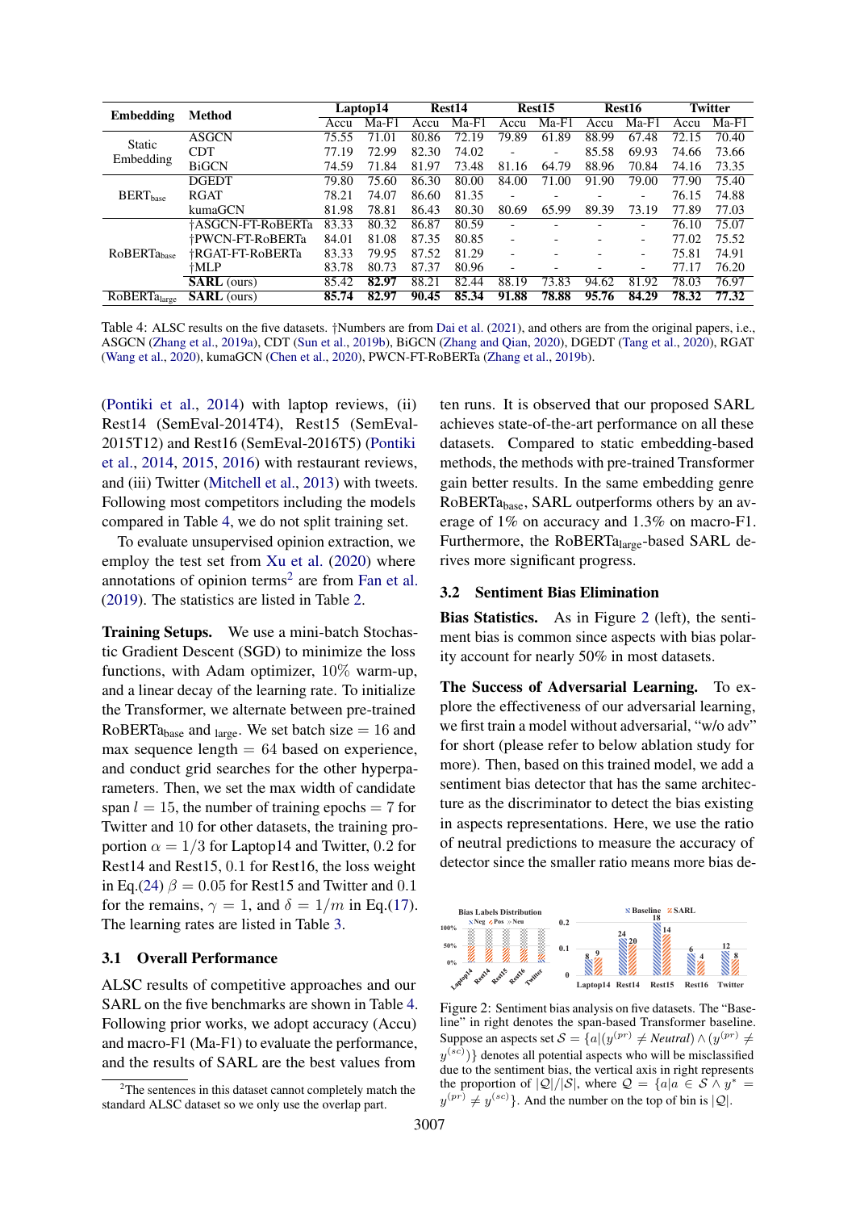| Embedding | Method | Laptop14 | | Rest14 | | Rest15 | | Rest16 | | Twitter | |
|---|---|---|---|---|---|---|---|---|---|---|---|
| | | Accu | Ma-F1 | Accu | Ma-F1 | Accu | Ma-F1 | Accu | Ma-F1 | Accu | Ma-F1 |
| Static Embedding | ASGCN | 75.55 | 71.01 | 80.86 | 72.19 | 79.89 | 61.89 | 88.99 | 67.48 | 72.15 | 70.40 |
| | CDT | 77.19 | 72.99 | 82.30 | 74.02 | - | - | 85.58 | 69.93 | 74.66 | 73.66 |
| | BiGCN | 74.59 | 71.84 | 81.97 | 73.48 | 81.16 | 64.79 | 88.96 | 70.84 | 74.16 | 73.35 |
| $\text{BERT}_{\text{base}}$ | DGEDT | 79.80 | 75.60 | 86.30 | 80.00 | 84.00 | 71.00 | 91.90 | 79.00 | 77.90 | 75.40 |
| | RGAT | 78.21 | 74.07 | 86.60 | 81.35 | - | - | - | - | 76.15 | 74.88 |
| | kumaGCN | 81.98 | 78.81 | 86.43 | 80.30 | 80.69 | 65.99 | 89.39 | 73.19 | 77.89 | 77.03 |
| $\text{RoBERTa}_{\text{base}}$ | †ASGCN-FT-RoBERTa | 83.33 | 80.32 | 86.87 | 80.59 | - | - | - | - | 76.10 | 75.07 |
| | †PWCN-FT-RoBERTa | 84.01 | 81.08 | 87.35 | 80.85 | - | - | - | - | 77.02 | 75.52 |
| | †RGAT-FT-RoBERTa | 83.33 | 79.95 | 87.52 | 81.29 | - | - | - | - | 75.81 | 74.91 |
| | †MLP | 83.78 | 80.73 | 87.37 | 80.96 | - | - | - | - | 77.17 | 76.20 |
| | **SARL** (ours) | 85.42 | **82.97** | 88.21 | 82.44 | 88.19 | 73.83 | 94.62 | 81.92 | 78.03 | 76.97 |
| $\text{RoBERTa}_{\text{large}}$ | **SARL** (ours) | **85.74** | **82.97** | **90.45** | **85.34** | **91.88** | **78.88** | **95.76** | **84.29** | **78.32** | **77.32** |

Table 4: ALSC results on the five datasets. †Numbers are from Dai et al. (2021), and others are from the original papers, i.e., ASGCN (Zhang et al., 2019a), CDT (Sun et al., 2019b), BiGCN (Zhang and Qian, 2020), DGEDT (Tang et al., 2020), RGAT (Wang et al., 2020), kumaGCN (Chen et al., 2020), PWCN-FT-RoBERTa (Zhang et al., 2019b).

(Pontiki et al., 2014) with laptop reviews, (ii) Rest14 (SemEval-2014T4), Rest15 (SemEval-2015T12) and Rest16 (SemEval-2016T5) (Pontiki et al., 2014, 2015, 2016) with restaurant reviews, and (iii) Twitter (Mitchell et al., 2013) with tweets. Following most competitors including the models compared in Table 4, we do not split training set.

To evaluate unsupervised opinion extraction, we employ the test set from Xu et al. (2020) where annotations of opinion terms[2] are from Fan et al. (2019). The statistics are listed in Table 2.

**Training Setups.** We use a mini-batch Stochastic Gradient Descent (SGD) to minimize the loss functions, with Adam optimizer, 10% warm-up, and a linear decay of the learning rate. To initialize the Transformer, we alternate between pre-trained $\text{RoBERTa}_{\text{base}}$ and $_{\text{large}}$. We set batch size $= 16$ and max sequence length $= 64$ based on experience, and conduct grid searches for the other hyperparameters. Then, we set the max width of candidate span $l = 15$, the number of training epochs $= 7$ for Twitter and 10 for other datasets, the training proportion $\alpha = 1/3$ for Laptop14 and Twitter, 0.2 for Rest14 and Rest15, 0.1 for Rest16, the loss weight in Eq.(24) $\beta = 0.05$ for Rest15 and Twitter and 0.1 for the remains, $\gamma = 1$, and $\delta = 1/m$ in Eq.(17). The learning rates are listed in Table 3.

## 3.1 Overall Performance

ALSC results of competitive approaches and our SARL on the five benchmarks are shown in Table 4. Following prior works, we adopt accuracy (Accu) and macro-F1 (Ma-F1) to evaluate the performance, and the results of SARL are the best values from ten runs. It is observed that our proposed SARL achieves state-of-the-art performance on all these datasets. Compared to static embedding-based methods, the methods with pre-trained Transformer gain better results. In the same embedding genre $\text{RoBERTa}_{\text{base}}$, SARL outperforms others by an average of 1% on accuracy and 1.3% on macro-F1. Furthermore, the $\text{RoBERTa}_{\text{large}}$-based SARL derives more significant progress.

[2]The sentences in this dataset cannot completely match the standard ALSC dataset so we only use the overlap part.

## 3.2 Sentiment Bias Elimination

**Bias Statistics.** As in Figure 2 (left), the sentiment bias is common since aspects with bias polarity account for nearly 50% in most datasets.

**The Success of Adversarial Learning.** To explore the effectiveness of our adversarial learning, we first train a model without adversarial, "w/o adv" for short (please refer to below ablation study for more). Then, based on this trained model, we add a sentiment bias detector that has the same architecture as the discriminator to detect the bias existing in aspects representations. Here, we use the ratio of neutral predictions to measure the accuracy of detector since the smaller ratio means more bias de-

Figure 2: Sentiment bias analysis on five datasets. The "Baseline" in right denotes the span-based Transformer baseline. Suppose an aspects set $\mathcal{S} = \{a|(y^{(pr)} \neq Neutral) \wedge (y^{(pr)} \neq y^{(sc)})\}$ denotes all potential aspects who will be misclassified due to the sentiment bias, the vertical axis in right represents the proportion of $|\mathcal{Q}|/|\mathcal{S}|$, where $\mathcal{Q} = \{a|a \in \mathcal{S} \wedge y^* = y^{(pr)} \neq y^{(sc)}\}$. And the number on the top of bin is $|\mathcal{Q}|$.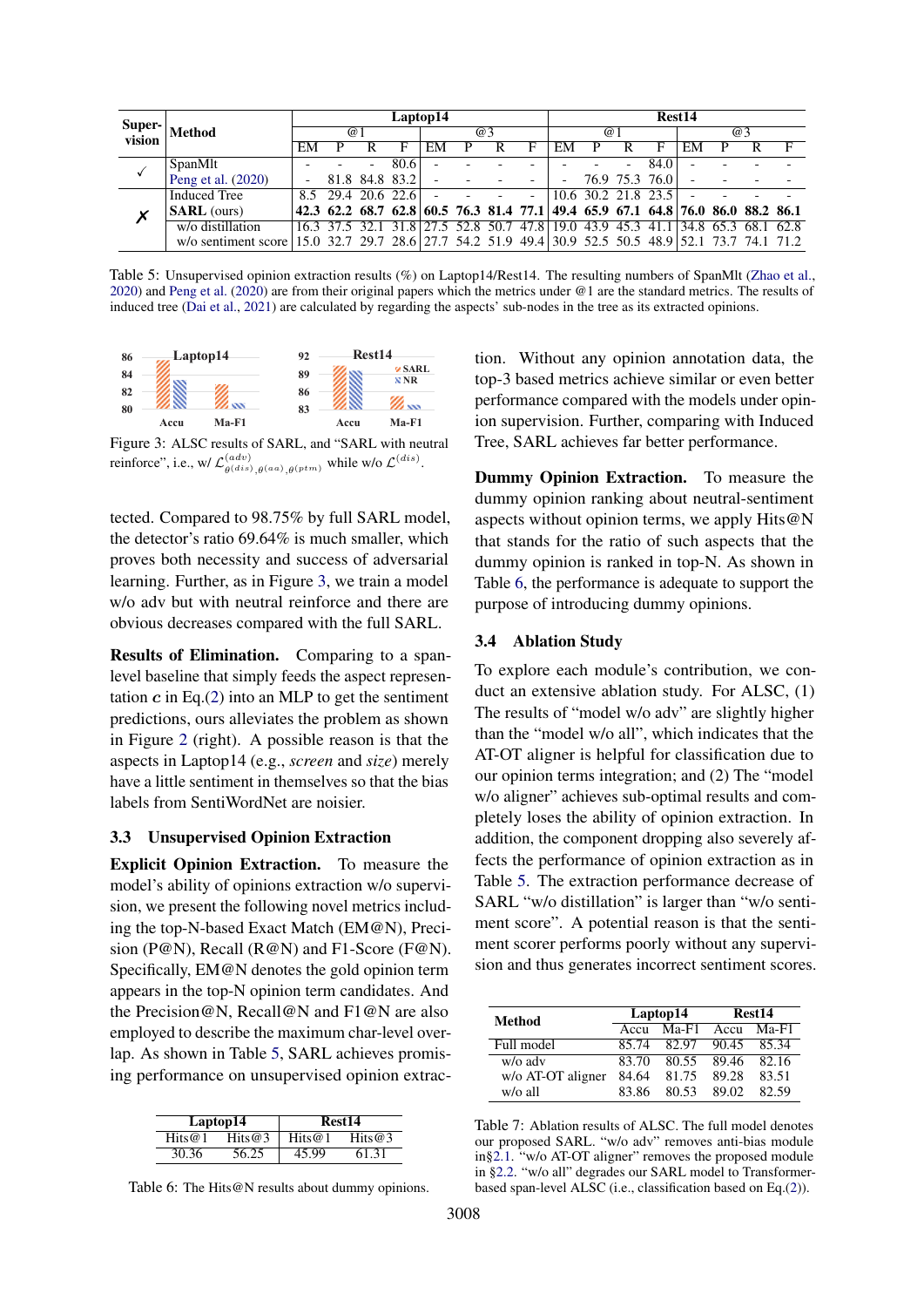| Super-vision | Method | Laptop14 | | | | | | | | Rest14 | | | | | | | |
|---|---|---|---|---|---|---|---|---|---|---|---|---|---|---|---|---|---|
| | | @1 | | | | @3 | | | | @1 | | | | @3 | | | |
| | | EM | P | R | F | EM | P | R | F | EM | P | R | F | EM | P | R | F |
| ✓ | SpanMlt | - | - | - | 80.6 | - | - | - | - | - | - | - | 84.0 | - | - | - | - |
| | Peng et al. (2020) | - | 81.8 | 84.8 | 83.2 | - | - | - | - | - | 76.9 | 75.3 | 76.0 | - | - | - | - |
| ✗ | Induced Tree | 8.5 | 29.4 | 20.6 | 22.6 | - | - | - | - | 10.6 | 30.2 | 21.8 | 23.5 | - | - | - | - |
| | **SARL** (ours) | **42.3** | **62.2** | **68.7** | **62.8** | **60.5** | **76.3** | **81.4** | **77.1** | **49.4** | **65.9** | **67.1** | **64.8** | **76.0** | **86.0** | **88.2** | **86.1** |
| | w/o distillation | 16.3 | 37.5 | 32.1 | 31.8 | 27.5 | 52.8 | 50.7 | 47.8 | 19.0 | 43.9 | 45.3 | 41.1 | 34.8 | 65.3 | 68.1 | 62.8 |
| | w/o sentiment score | 15.0 | 32.7 | 29.7 | 28.6 | 27.7 | 54.2 | 51.9 | 49.4 | 30.9 | 52.5 | 50.5 | 48.9 | 52.1 | 73.7 | 74.1 | 71.2 |

Table 5: Unsupervised opinion extraction results (%) on Laptop14/Rest14. The resulting numbers of SpanMlt (Zhao et al., 2020) and Peng et al. (2020) are from their original papers which the metrics under @1 are the standard metrics. The results of induced tree (Dai et al., 2021) are calculated by regarding the aspects' sub-nodes in the tree as its extracted opinions.

Figure 3: ALSC results of SARL, and "SARL with neutral reinforce", i.e., w/ $\mathcal{L}^{(adv)}_{\theta^{(dis)},\theta^{(aa)},\theta^{(ptm)}}$ while w/o $\mathcal{L}^{(dis)}$.

tected. Compared to 98.75% by full SARL model, the detector's ratio 69.64% is much smaller, which proves both necessity and success of adversarial learning. Further, as in Figure 3, we train a model w/o adv but with neutral reinforce and there are obvious decreases compared with the full SARL.

**Results of Elimination.** Comparing to a span-level baseline that simply feeds the aspect representation $\boldsymbol{c}$ in Eq.(2) into an MLP to get the sentiment predictions, ours alleviates the problem as shown in Figure 2 (right). A possible reason is that the aspects in Laptop14 (e.g., *screen* and *size*) merely have a little sentiment in themselves so that the bias labels from SentiWordNet are noisier.

### 3.3 Unsupervised Opinion Extraction

**Explicit Opinion Extraction.** To measure the model's ability of opinions extraction w/o supervision, we present the following novel metrics including the top-N-based Exact Match (EM@N), Precision (P@N), Recall (R@N) and F1-Score (F@N). Specifically, EM@N denotes the gold opinion term appears in the top-N opinion term candidates. And the Precision@N, Recall@N and F1@N are also employed to describe the maximum char-level overlap. As shown in Table 5, SARL achieves promising performance on unsupervised opinion extraction. Without any opinion annotation data, the top-3 based metrics achieve similar or even better performance compared with the models under opinion supervision. Further, comparing with Induced Tree, SARL achieves far better performance.

| Laptop14 | | Rest14 | |
|---|---|---|---|
| Hits@1 | Hits@3 | Hits@1 | Hits@3 |
| 30.36 | 56.25 | 45.99 | 61.31 |

Table 6: The Hits@N results about dummy opinions.

**Dummy Opinion Extraction.** To measure the dummy opinion ranking about neutral-sentiment aspects without opinion terms, we apply Hits@N that stands for the ratio of such aspects that the dummy opinion is ranked in top-N. As shown in Table 6, the performance is adequate to support the purpose of introducing dummy opinions.

### 3.4 Ablation Study

To explore each module's contribution, we conduct an extensive ablation study. For ALSC, (1) The results of "model w/o adv" are slightly higher than the "model w/o all", which indicates that the AT-OT aligner is helpful for classification due to our opinion terms integration; and (2) The "model w/o aligner" achieves sub-optimal results and completely loses the ability of opinion extraction. In addition, the component dropping also severely affects the performance of opinion extraction as in Table 5. The extraction performance decrease of SARL "w/o distillation" is larger than "w/o sentiment score". A potential reason is that the sentiment scorer performs poorly without any supervision and thus generates incorrect sentiment scores.

| Method | Laptop14 | | Rest14 | |
|---|---|---|---|---|
| | Accu | Ma-F1 | Accu | Ma-F1 |
| Full model | 85.74 | 82.97 | 90.45 | 85.34 |
| w/o adv | 83.70 | 80.55 | 89.46 | 82.16 |
| w/o AT-OT aligner | 84.64 | 81.75 | 89.28 | 83.51 |
| w/o all | 83.86 | 80.53 | 89.02 | 82.59 |

Table 7: Ablation results of ALSC. The full model denotes our proposed SARL. "w/o adv" removes anti-bias module in§2.1. "w/o AT-OT aligner" removes the proposed module in §2.2. "w/o all" degrades our SARL model to Transformer-based span-level ALSC (i.e., classification based on Eq.(2)).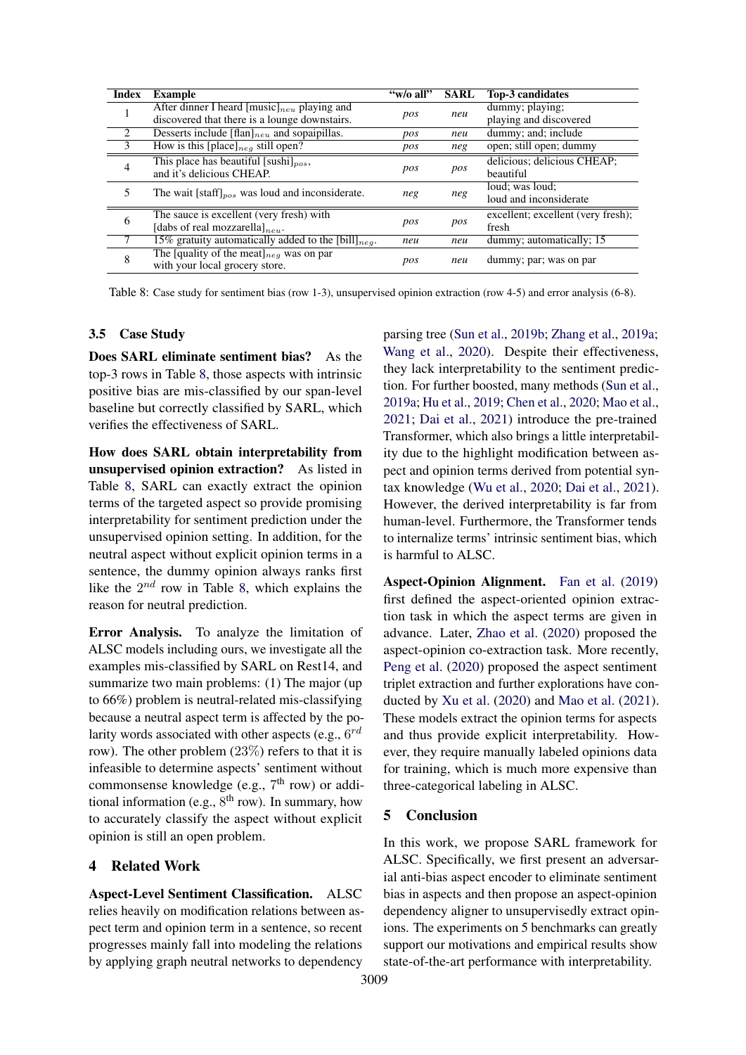| Index | Example | "w/o all" | SARL | Top-3 candidates |
|---|---|---|---|---|
| 1 | After dinner I heard [music]$_{neu}$ playing and discovered that there is a lounge downstairs. | *pos* | *neu* | dummy; playing; playing and discovered |
| 2 | Desserts include [flan]$_{neu}$ and sopaipillas. | *pos* | *neu* | dummy; and; include |
| 3 | How is this [place]$_{neg}$ still open? | *pos* | *neg* | open; still open; dummy |
| 4 | This place has beautiful [sushi]$_{pos}$, and it's delicious CHEAP. | *pos* | *pos* | delicious; delicious CHEAP; beautiful |
| 5 | The wait [staff]$_{pos}$ was loud and inconsiderate. | *neg* | *neg* | loud; was loud; loud and inconsiderate |
| 6 | The sauce is excellent (very fresh) with [dabs of real mozzarella]$_{neu}$. | *pos* | *pos* | excellent; excellent (very fresh); fresh |
| 7 | 15% gratuity automatically added to the [bill]$_{neg}$. | *neu* | *neu* | dummy; automatically; 15 |
| 8 | The [quality of the meat]$_{neg}$ was on par with your local grocery store. | *pos* | *neu* | dummy; par; was on par |

Table 8: Case study for sentiment bias (row 1-3), unsupervised opinion extraction (row 4-5) and error analysis (6-8).

### 3.5 Case Study

**Does SARL eliminate sentiment bias?** As the top-3 rows in Table 8, those aspects with intrinsic positive bias are mis-classified by our span-level baseline but correctly classified by SARL, which verifies the effectiveness of SARL.

**How does SARL obtain interpretability from unsupervised opinion extraction?** As listed in Table 8, SARL can exactly extract the opinion terms of the targeted aspect so provide promising interpretability for sentiment prediction under the unsupervised opinion setting. In addition, for the neutral aspect without explicit opinion terms in a sentence, the dummy opinion always ranks first like the $2^{nd}$ row in Table 8, which explains the reason for neutral prediction.

**Error Analysis.** To analyze the limitation of ALSC models including ours, we investigate all the examples mis-classified by SARL on Rest14, and summarize two main problems: (1) The major (up to 66%) problem is neutral-related mis-classifying because a neutral aspect term is affected by the polarity words associated with other aspects (e.g., $6^{rd}$ row). The other problem (23%) refers to that it is infeasible to determine aspects' sentiment without commonsense knowledge (e.g., $7^{\text{th}}$ row) or additional information (e.g., $8^{\text{th}}$ row). In summary, how to accurately classify the aspect without explicit opinion is still an open problem.

## 4 Related Work

**Aspect-Level Sentiment Classification.** ALSC relies heavily on modification relations between aspect term and opinion term in a sentence, so recent progresses mainly fall into modeling the relations by applying graph neutral networks to dependency parsing tree (Sun et al., 2019b; Zhang et al., 2019a; Wang et al., 2020). Despite their effectiveness, they lack interpretability to the sentiment prediction. For further boosted, many methods (Sun et al., 2019a; Hu et al., 2019; Chen et al., 2020; Mao et al., 2021; Dai et al., 2021) introduce the pre-trained Transformer, which also brings a little interpretability due to the highlight modification between aspect and opinion terms derived from potential syntax knowledge (Wu et al., 2020; Dai et al., 2021). However, the derived interpretability is far from human-level. Furthermore, the Transformer tends to internalize terms' intrinsic sentiment bias, which is harmful to ALSC.

**Aspect-Opinion Alignment.** Fan et al. (2019) first defined the aspect-oriented opinion extraction task in which the aspect terms are given in advance. Later, Zhao et al. (2020) proposed the aspect-opinion co-extraction task. More recently, Peng et al. (2020) proposed the aspect sentiment triplet extraction and further explorations have conducted by Xu et al. (2020) and Mao et al. (2021). These models extract the opinion terms for aspects and thus provide explicit interpretability. However, they require manually labeled opinions data for training, which is much more expensive than three-categorical labeling in ALSC.

## 5 Conclusion

In this work, we propose SARL framework for ALSC. Specifically, we first present an adversarial anti-bias aspect encoder to eliminate sentiment bias in aspects and then propose an aspect-opinion dependency aligner to unsupervisedly extract opinions. The experiments on 5 benchmarks can greatly support our motivations and empirical results show state-of-the-art performance with interpretability.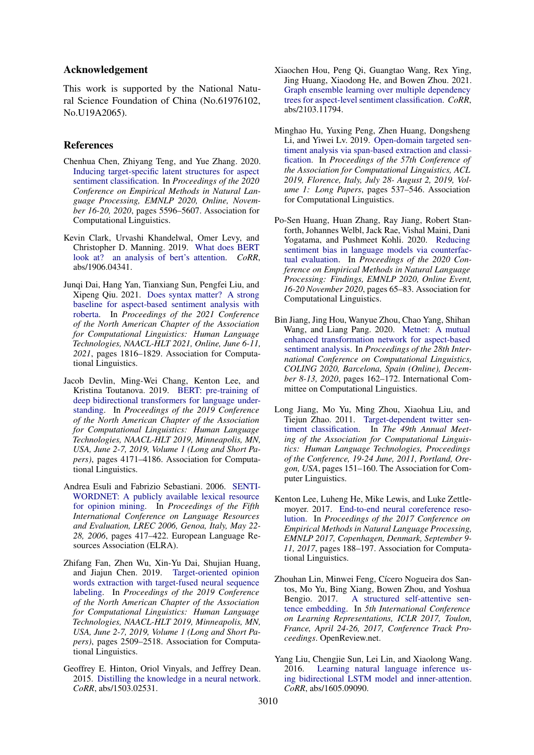## Acknowledgement

This work is supported by the National Natural Science Foundation of China (No.61976102, No.U19A2065).

## References

Chenhua Chen, Zhiyang Teng, and Yue Zhang. 2020. Inducing target-specific latent structures for aspect sentiment classification. In *Proceedings of the 2020 Conference on Empirical Methods in Natural Language Processing, EMNLP 2020, Online, November 16-20, 2020*, pages 5596–5607. Association for Computational Linguistics.

Kevin Clark, Urvashi Khandelwal, Omer Levy, and Christopher D. Manning. 2019. What does BERT look at? an analysis of bert's attention. *CoRR*, abs/1906.04341.

Junqi Dai, Hang Yan, Tianxiang Sun, Pengfei Liu, and Xipeng Qiu. 2021. Does syntax matter? A strong baseline for aspect-based sentiment analysis with roberta. In *Proceedings of the 2021 Conference of the North American Chapter of the Association for Computational Linguistics: Human Language Technologies, NAACL-HLT 2021, Online, June 6-11, 2021*, pages 1816–1829. Association for Computational Linguistics.

Jacob Devlin, Ming-Wei Chang, Kenton Lee, and Kristina Toutanova. 2019. BERT: pre-training of deep bidirectional transformers for language understanding. In *Proceedings of the 2019 Conference of the North American Chapter of the Association for Computational Linguistics: Human Language Technologies, NAACL-HLT 2019, Minneapolis, MN, USA, June 2-7, 2019, Volume 1 (Long and Short Papers)*, pages 4171–4186. Association for Computational Linguistics.

Andrea Esuli and Fabrizio Sebastiani. 2006. SENTIWORDNET: A publicly available lexical resource for opinion mining. In *Proceedings of the Fifth International Conference on Language Resources and Evaluation, LREC 2006, Genoa, Italy, May 22-28, 2006*, pages 417–422. European Language Resources Association (ELRA).

Zhifang Fan, Zhen Wu, Xin-Yu Dai, Shujian Huang, and Jiajun Chen. 2019. Target-oriented opinion words extraction with target-fused neural sequence labeling. In *Proceedings of the 2019 Conference of the North American Chapter of the Association for Computational Linguistics: Human Language Technologies, NAACL-HLT 2019, Minneapolis, MN, USA, June 2-7, 2019, Volume 1 (Long and Short Papers)*, pages 2509–2518. Association for Computational Linguistics.

Geoffrey E. Hinton, Oriol Vinyals, and Jeffrey Dean. 2015. Distilling the knowledge in a neural network. *CoRR*, abs/1503.02531.

Xiaochen Hou, Peng Qi, Guangtao Wang, Rex Ying, Jing Huang, Xiaodong He, and Bowen Zhou. 2021. Graph ensemble learning over multiple dependency trees for aspect-level sentiment classification. *CoRR*, abs/2103.11794.

Minghao Hu, Yuxing Peng, Zhen Huang, Dongsheng Li, and Yiwei Lv. 2019. Open-domain targeted sentiment analysis via span-based extraction and classification. In *Proceedings of the 57th Conference of the Association for Computational Linguistics, ACL 2019, Florence, Italy, July 28- August 2, 2019, Volume 1: Long Papers*, pages 537–546. Association for Computational Linguistics.

Po-Sen Huang, Huan Zhang, Ray Jiang, Robert Stanforth, Johannes Welbl, Jack Rae, Vishal Maini, Dani Yogatama, and Pushmeet Kohli. 2020. Reducing sentiment bias in language models via counterfactual evaluation. In *Proceedings of the 2020 Conference on Empirical Methods in Natural Language Processing: Findings, EMNLP 2020, Online Event, 16-20 November 2020*, pages 65–83. Association for Computational Linguistics.

Bin Jiang, Jing Hou, Wanyue Zhou, Chao Yang, Shihan Wang, and Liang Pang. 2020. Metnet: A mutual enhanced transformation network for aspect-based sentiment analysis. In *Proceedings of the 28th International Conference on Computational Linguistics, COLING 2020, Barcelona, Spain (Online), December 8-13, 2020*, pages 162–172. International Committee on Computational Linguistics.

Long Jiang, Mo Yu, Ming Zhou, Xiaohua Liu, and Tiejun Zhao. 2011. Target-dependent twitter sentiment classification. In *The 49th Annual Meeting of the Association for Computational Linguistics: Human Language Technologies, Proceedings of the Conference, 19-24 June, 2011, Portland, Oregon, USA*, pages 151–160. The Association for Computer Linguistics.

Kenton Lee, Luheng He, Mike Lewis, and Luke Zettlemoyer. 2017. End-to-end neural coreference resolution. In *Proceedings of the 2017 Conference on Empirical Methods in Natural Language Processing, EMNLP 2017, Copenhagen, Denmark, September 9-11, 2017*, pages 188–197. Association for Computational Linguistics.

Zhouhan Lin, Minwei Feng, Cícero Nogueira dos Santos, Mo Yu, Bing Xiang, Bowen Zhou, and Yoshua Bengio. 2017. A structured self-attentive sentence embedding. In *5th International Conference on Learning Representations, ICLR 2017, Toulon, France, April 24-26, 2017, Conference Track Proceedings*. OpenReview.net.

Yang Liu, Chengjie Sun, Lei Lin, and Xiaolong Wang. 2016. Learning natural language inference using bidirectional LSTM model and inner-attention. *CoRR*, abs/1605.09090.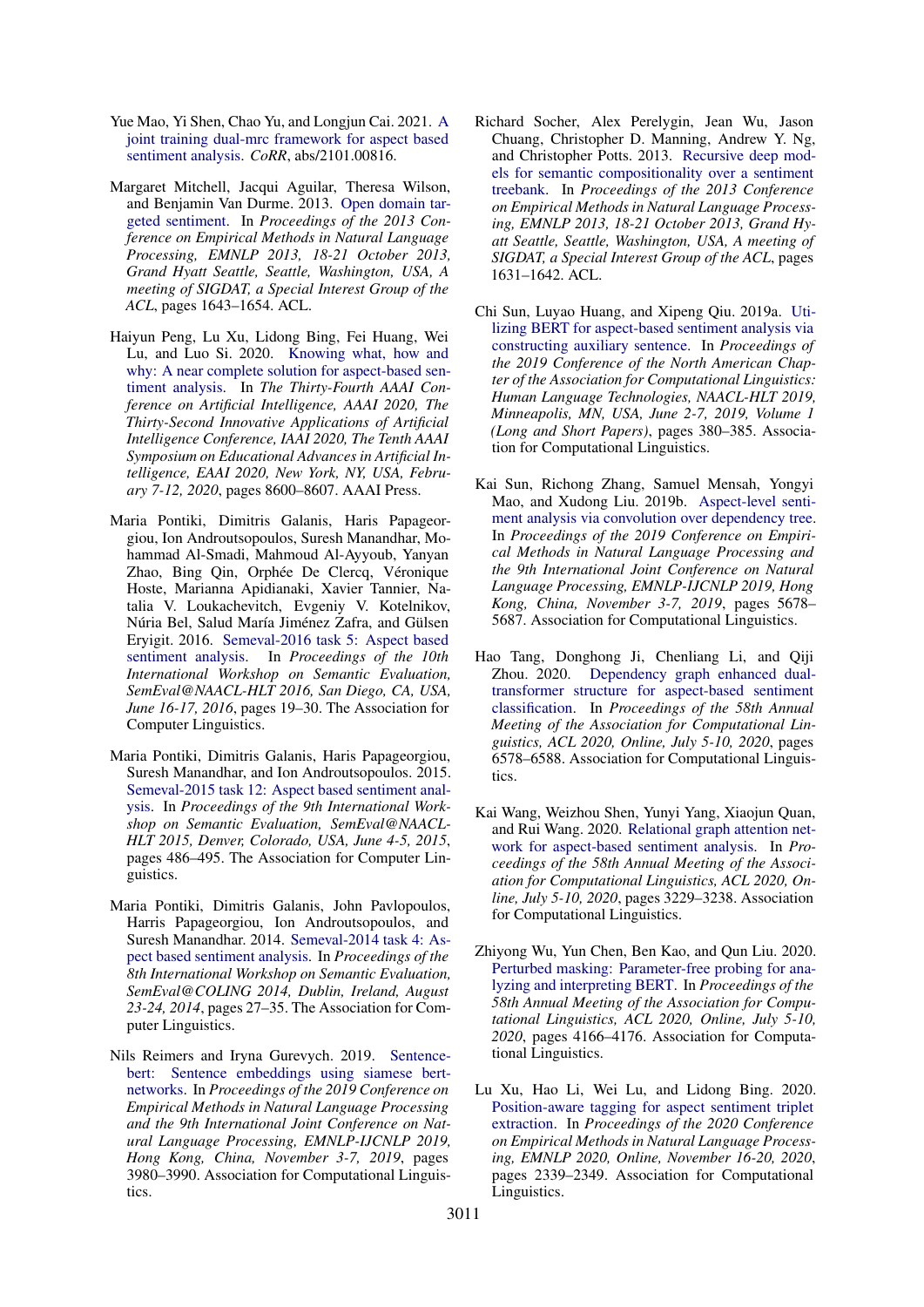Yue Mao, Yi Shen, Chao Yu, and Longjun Cai. 2021. A joint training dual-mrc framework for aspect based sentiment analysis. *CoRR*, abs/2101.00816.

Margaret Mitchell, Jacqui Aguilar, Theresa Wilson, and Benjamin Van Durme. 2013. Open domain targeted sentiment. In *Proceedings of the 2013 Conference on Empirical Methods in Natural Language Processing, EMNLP 2013, 18-21 October 2013, Grand Hyatt Seattle, Seattle, Washington, USA, A meeting of SIGDAT, a Special Interest Group of the ACL*, pages 1643–1654. ACL.

Haiyun Peng, Lu Xu, Lidong Bing, Fei Huang, Wei Lu, and Luo Si. 2020. Knowing what, how and why: A near complete solution for aspect-based sentiment analysis. In *The Thirty-Fourth AAAI Conference on Artificial Intelligence, AAAI 2020, The Thirty-Second Innovative Applications of Artificial Intelligence Conference, IAAI 2020, The Tenth AAAI Symposium on Educational Advances in Artificial Intelligence, EAAI 2020, New York, NY, USA, February 7-12, 2020*, pages 8600–8607. AAAI Press.

Maria Pontiki, Dimitris Galanis, Haris Papageorgiou, Ion Androutsopoulos, Suresh Manandhar, Mohammad Al-Smadi, Mahmoud Al-Ayyoub, Yanyan Zhao, Bing Qin, Orphée De Clercq, Véronique Hoste, Marianna Apidianaki, Xavier Tannier, Natalia V. Loukachevitch, Evgeniy V. Kotelnikov, Núria Bel, Salud María Jiménez Zafra, and Gülsen Eryigit. 2016. Semeval-2016 task 5: Aspect based sentiment analysis. In *Proceedings of the 10th International Workshop on Semantic Evaluation, SemEval@NAACL-HLT 2016, San Diego, CA, USA, June 16-17, 2016*, pages 19–30. The Association for Computer Linguistics.

Maria Pontiki, Dimitris Galanis, Haris Papageorgiou, Suresh Manandhar, and Ion Androutsopoulos. 2015. Semeval-2015 task 12: Aspect based sentiment analysis. In *Proceedings of the 9th International Workshop on Semantic Evaluation, SemEval@NAACL-HLT 2015, Denver, Colorado, USA, June 4-5, 2015*, pages 486–495. The Association for Computer Linguistics.

Maria Pontiki, Dimitris Galanis, John Pavlopoulos, Harris Papageorgiou, Ion Androutsopoulos, and Suresh Manandhar. 2014. Semeval-2014 task 4: Aspect based sentiment analysis. In *Proceedings of the 8th International Workshop on Semantic Evaluation, SemEval@COLING 2014, Dublin, Ireland, August 23-24, 2014*, pages 27–35. The Association for Computer Linguistics.

Nils Reimers and Iryna Gurevych. 2019. Sentence-bert: Sentence embeddings using siamese bert-networks. In *Proceedings of the 2019 Conference on Empirical Methods in Natural Language Processing and the 9th International Joint Conference on Natural Language Processing, EMNLP-IJCNLP 2019, Hong Kong, China, November 3-7, 2019*, pages 3980–3990. Association for Computational Linguistics.

Richard Socher, Alex Perelygin, Jean Wu, Jason Chuang, Christopher D. Manning, Andrew Y. Ng, and Christopher Potts. 2013. Recursive deep models for semantic compositionality over a sentiment treebank. In *Proceedings of the 2013 Conference on Empirical Methods in Natural Language Processing, EMNLP 2013, 18-21 October 2013, Grand Hyatt Seattle, Seattle, Washington, USA, A meeting of SIGDAT, a Special Interest Group of the ACL*, pages 1631–1642. ACL.

Chi Sun, Luyao Huang, and Xipeng Qiu. 2019a. Utilizing BERT for aspect-based sentiment analysis via constructing auxiliary sentence. In *Proceedings of the 2019 Conference of the North American Chapter of the Association for Computational Linguistics: Human Language Technologies, NAACL-HLT 2019, Minneapolis, MN, USA, June 2-7, 2019, Volume 1 (Long and Short Papers)*, pages 380–385. Association for Computational Linguistics.

Kai Sun, Richong Zhang, Samuel Mensah, Yongyi Mao, and Xudong Liu. 2019b. Aspect-level sentiment analysis via convolution over dependency tree. In *Proceedings of the 2019 Conference on Empirical Methods in Natural Language Processing and the 9th International Joint Conference on Natural Language Processing, EMNLP-IJCNLP 2019, Hong Kong, China, November 3-7, 2019*, pages 5678–5687. Association for Computational Linguistics.

Hao Tang, Donghong Ji, Chenliang Li, and Qiji Zhou. 2020. Dependency graph enhanced dual-transformer structure for aspect-based sentiment classification. In *Proceedings of the 58th Annual Meeting of the Association for Computational Linguistics, ACL 2020, Online, July 5-10, 2020*, pages 6578–6588. Association for Computational Linguistics.

Kai Wang, Weizhou Shen, Yunyi Yang, Xiaojun Quan, and Rui Wang. 2020. Relational graph attention network for aspect-based sentiment analysis. In *Proceedings of the 58th Annual Meeting of the Association for Computational Linguistics, ACL 2020, Online, July 5-10, 2020*, pages 3229–3238. Association for Computational Linguistics.

Zhiyong Wu, Yun Chen, Ben Kao, and Qun Liu. 2020. Perturbed masking: Parameter-free probing for analyzing and interpreting BERT. In *Proceedings of the 58th Annual Meeting of the Association for Computational Linguistics, ACL 2020, Online, July 5-10, 2020*, pages 4166–4176. Association for Computational Linguistics.

Lu Xu, Hao Li, Wei Lu, and Lidong Bing. 2020. Position-aware tagging for aspect sentiment triplet extraction. In *Proceedings of the 2020 Conference on Empirical Methods in Natural Language Processing, EMNLP 2020, Online, November 16-20, 2020*, pages 2339–2349. Association for Computational Linguistics.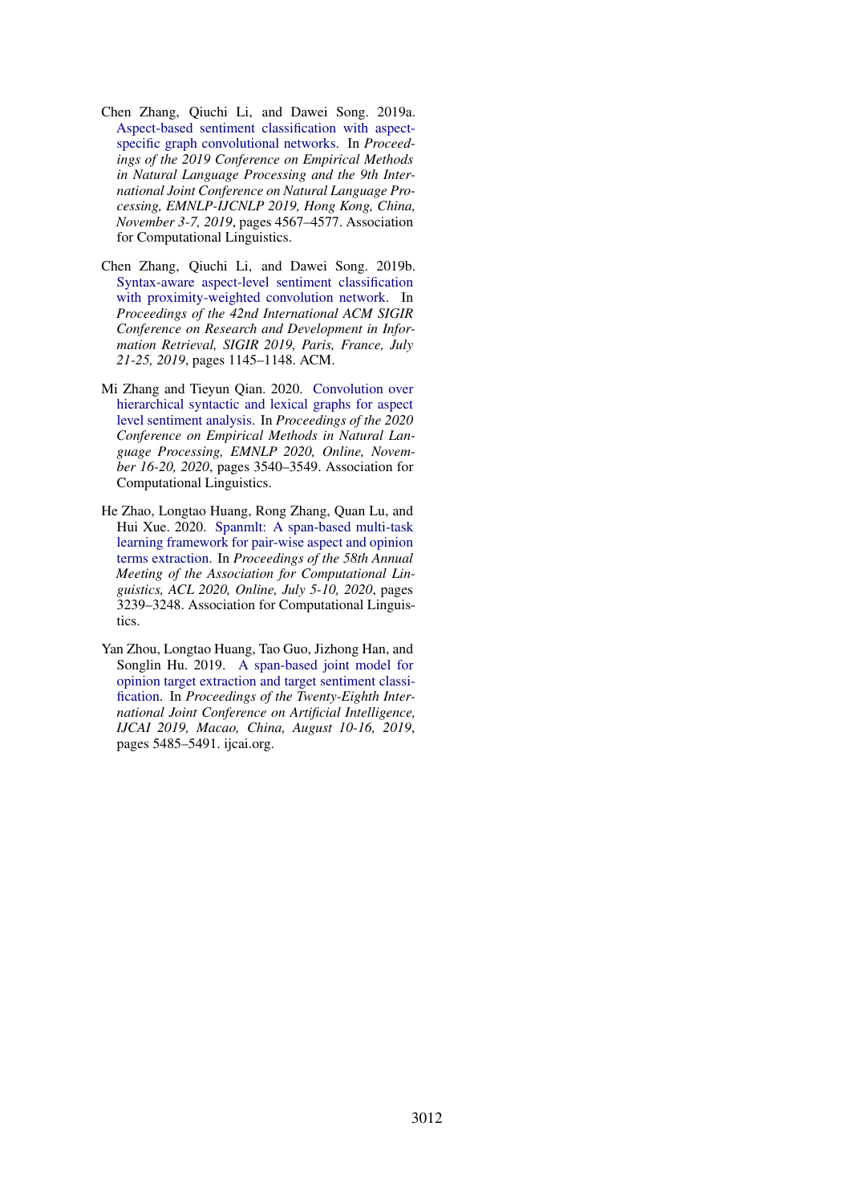Chen Zhang, Qiuchi Li, and Dawei Song. 2019a. Aspect-based sentiment classification with aspect-specific graph convolutional networks. In *Proceedings of the 2019 Conference on Empirical Methods in Natural Language Processing and the 9th International Joint Conference on Natural Language Processing, EMNLP-IJCNLP 2019, Hong Kong, China, November 3-7, 2019*, pages 4567–4577. Association for Computational Linguistics.

Chen Zhang, Qiuchi Li, and Dawei Song. 2019b. Syntax-aware aspect-level sentiment classification with proximity-weighted convolution network. In *Proceedings of the 42nd International ACM SIGIR Conference on Research and Development in Information Retrieval, SIGIR 2019, Paris, France, July 21-25, 2019*, pages 1145–1148. ACM.

Mi Zhang and Tieyun Qian. 2020. Convolution over hierarchical syntactic and lexical graphs for aspect level sentiment analysis. In *Proceedings of the 2020 Conference on Empirical Methods in Natural Language Processing, EMNLP 2020, Online, November 16-20, 2020*, pages 3540–3549. Association for Computational Linguistics.

He Zhao, Longtao Huang, Rong Zhang, Quan Lu, and Hui Xue. 2020. Spanmlt: A span-based multi-task learning framework for pair-wise aspect and opinion terms extraction. In *Proceedings of the 58th Annual Meeting of the Association for Computational Linguistics, ACL 2020, Online, July 5-10, 2020*, pages 3239–3248. Association for Computational Linguistics.

Yan Zhou, Longtao Huang, Tao Guo, Jizhong Han, and Songlin Hu. 2019. A span-based joint model for opinion target extraction and target sentiment classification. In *Proceedings of the Twenty-Eighth International Joint Conference on Artificial Intelligence, IJCAI 2019, Macao, China, August 10-16, 2019*, pages 5485–5491. ijcai.org.